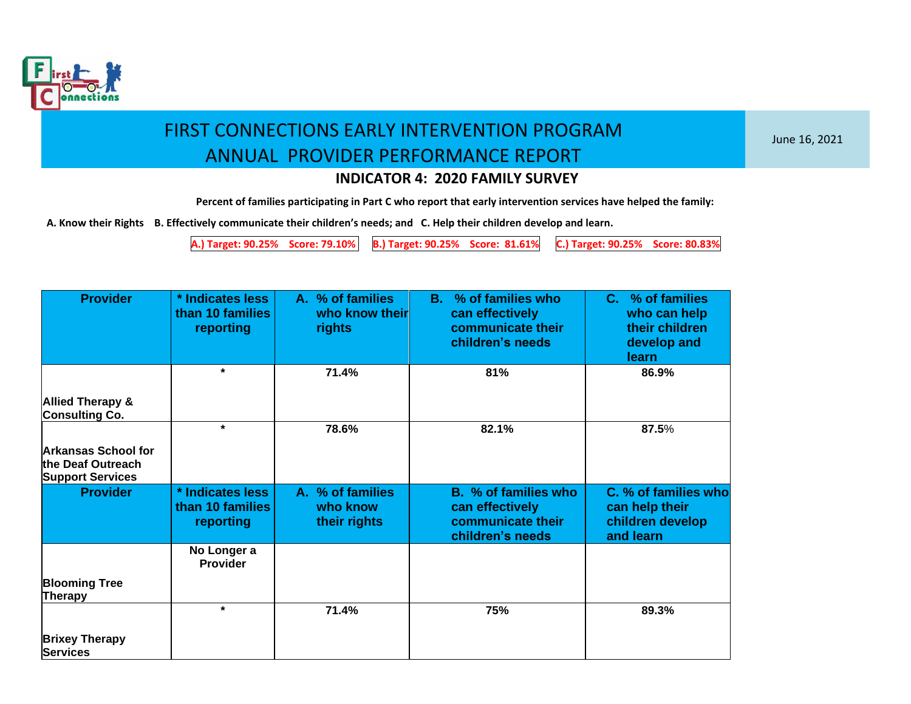# FIRST CONNECTIONS EARLY INTERVENTION PROGRAM
# ANNUAL PROVIDER PERFORMANCE REPORT

June 16, 2021

## INDICATOR 4: 2020 FAMILY SURVEY

**Percent of families participating in Part C who report that early intervention services have helped the family:**

**A. Know their Rights B. Effectively communicate their children's needs; and C. Help their children develop and learn.**

**A.) Target: 90.25% Score: 79.10%** | **B.) Target: 90.25% Score: 81.61%** | **C.) Target: 90.25% Score: 80.83%**

| Provider | * Indicates less than 10 families reporting | A. % of families who know their rights | B. % of families who can effectively communicate their children's needs | C. % of families who can help their children develop and learn |
|---|---|---|---|---|
| Allied Therapy & Consulting Co. | * | 71.4% | 81% | 86.9% |
| Arkansas School for the Deaf Outreach Support Services | * | 78.6% | 82.1% | 87.5% |
| Blooming Tree Therapy | No Longer a Provider | | | |
| Brixey Therapy Services | * | 71.4% | 75% | 89.3% |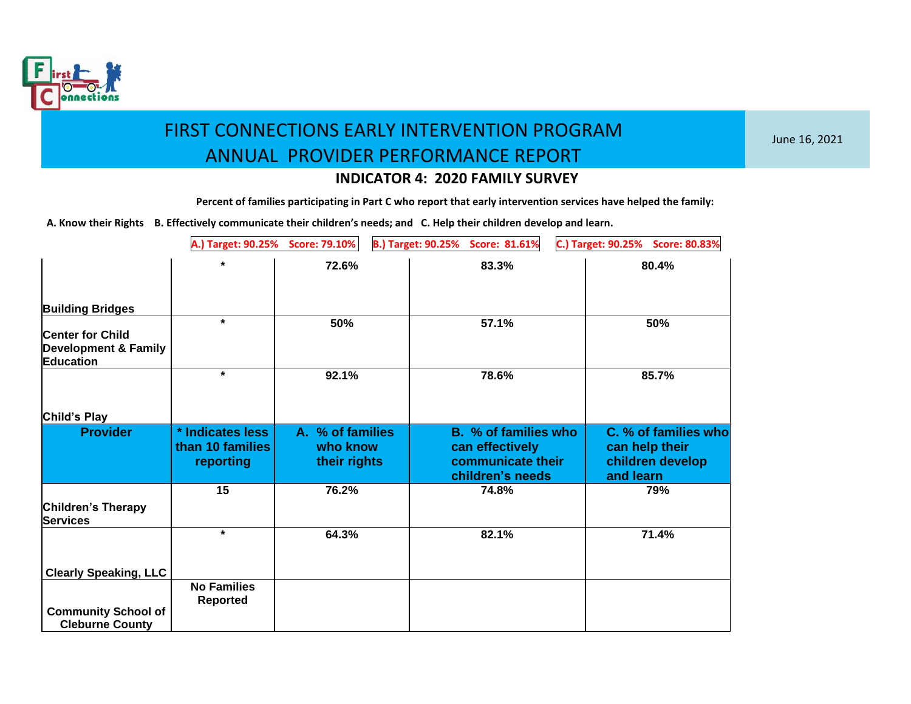# FIRST CONNECTIONS EARLY INTERVENTION PROGRAM
# ANNUAL PROVIDER PERFORMANCE REPORT

June 16, 2021

## INDICATOR 4: 2020 FAMILY SURVEY

**Percent of families participating in Part C who report that early intervention services have helped the family:**

**A. Know their Rights B. Effectively communicate their children's needs; and C. Help their children develop and learn.**

A.) Target: 90.25% Score: 79.10% | B.) Target: 90.25% Score: 81.61% | C.) Target: 90.25% Score: 80.83%

| Provider | * Indicates less than 10 families reporting | A. % of families who know their rights | B. % of families who can effectively communicate their children's needs | C. % of families who can help their children develop and learn |
|---|---|---|---|---|
| Building Bridges | * | 72.6% | 83.3% | 80.4% |
| Center for Child Development & Family Education | * | 50% | 57.1% | 50% |
| Child's Play | * | 92.1% | 78.6% | 85.7% |
| Children's Therapy Services | 15 | 76.2% | 74.8% | 79% |
| Clearly Speaking, LLC | * | 64.3% | 82.1% | 71.4% |
| Community School of Cleburne County | No Families Reported | | | |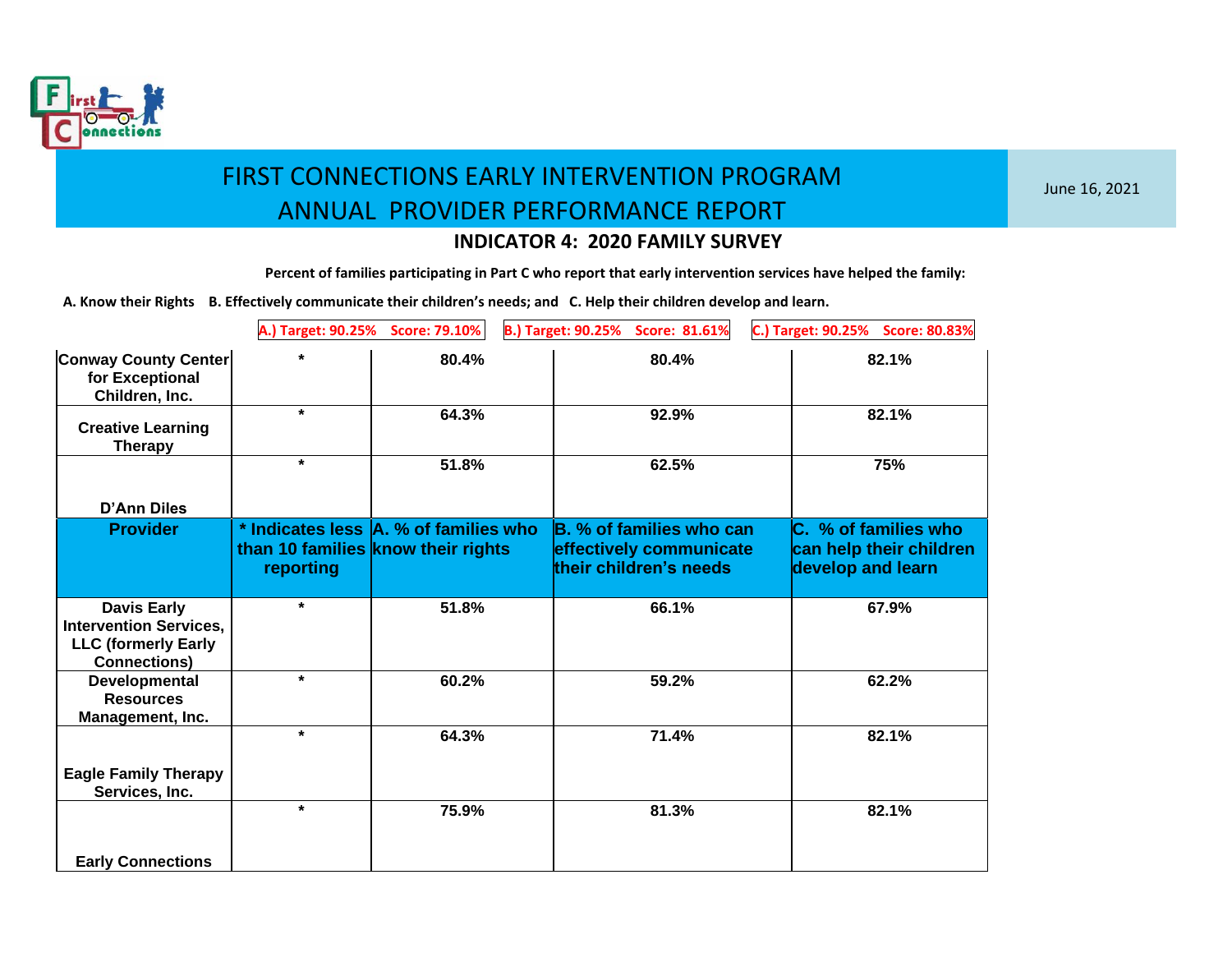# FIRST CONNECTIONS EARLY INTERVENTION PROGRAM
# ANNUAL PROVIDER PERFORMANCE REPORT

June 16, 2021

## INDICATOR 4: 2020 FAMILY SURVEY

**Percent of families participating in Part C who report that early intervention services have helped the family:**

**A. Know their Rights B. Effectively communicate their children's needs; and C. Help their children develop and learn.**

**A.) Target: 90.25% Score: 79.10%** | **B.) Target: 90.25% Score: 81.61%** | **C.) Target: 90.25% Score: 80.83%**

| Provider | * Indicates less than 10 families reporting | A. % of families who know their rights | B. % of families who can effectively communicate their children's needs | C. % of families who can help their children develop and learn |
|---|---|---|---|---|
| Conway County Center for Exceptional Children, Inc. | * | 80.4% | 80.4% | 82.1% |
| Creative Learning Therapy | * | 64.3% | 92.9% | 82.1% |
| D'Ann Diles | * | 51.8% | 62.5% | 75% |
| Davis Early Intervention Services, LLC (formerly Early Connections) | * | 51.8% | 66.1% | 67.9% |
| Developmental Resources Management, Inc. | * | 60.2% | 59.2% | 62.2% |
| Eagle Family Therapy Services, Inc. | * | 64.3% | 71.4% | 82.1% |
| Early Connections | * | 75.9% | 81.3% | 82.1% |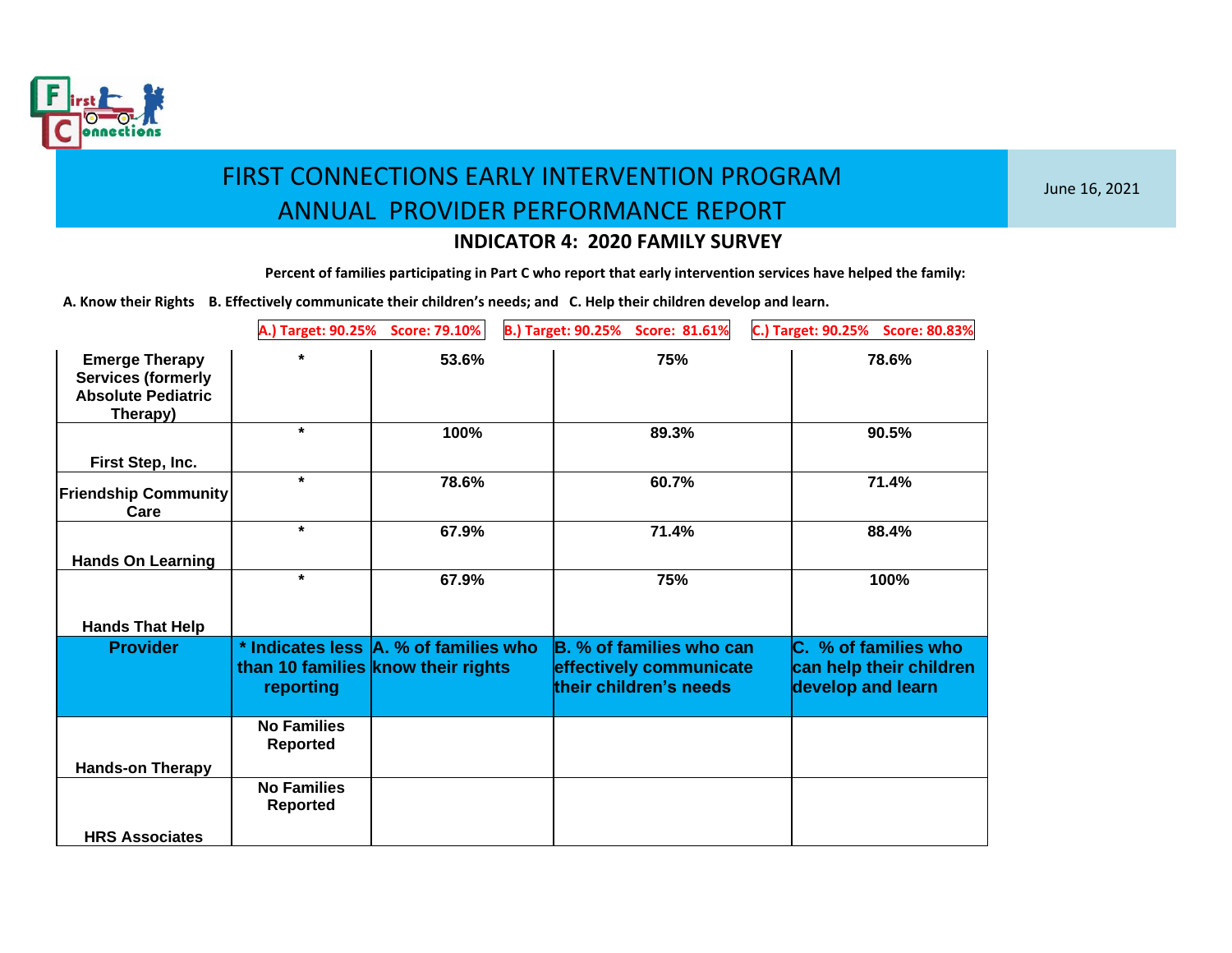# FIRST CONNECTIONS EARLY INTERVENTION PROGRAM
# ANNUAL PROVIDER PERFORMANCE REPORT

June 16, 2021

### INDICATOR 4: 2020 FAMILY SURVEY

**Percent of families participating in Part C who report that early intervention services have helped the family:**

**A. Know their Rights B. Effectively communicate their children's needs; and C. Help their children develop and learn.**

**A.) Target: 90.25% Score: 79.10%** | **B.) Target: 90.25% Score: 81.61%** | **C.) Target: 90.25% Score: 80.83%**

| Provider | * Indicates less than 10 families reporting | A. % of families who know their rights | B. % of families who can effectively communicate their children's needs | C. % of families who can help their children develop and learn |
|---|---|---|---|---|
| Emerge Therapy Services (formerly Absolute Pediatric Therapy) | * | 53.6% | 75% | 78.6% |
| First Step, Inc. | * | 100% | 89.3% | 90.5% |
| Friendship Community Care | * | 78.6% | 60.7% | 71.4% |
| Hands On Learning | * | 67.9% | 71.4% | 88.4% |
| Hands That Help | * | 67.9% | 75% | 100% |
| Hands-on Therapy | No Families Reported | | | |
| HRS Associates | No Families Reported | | | |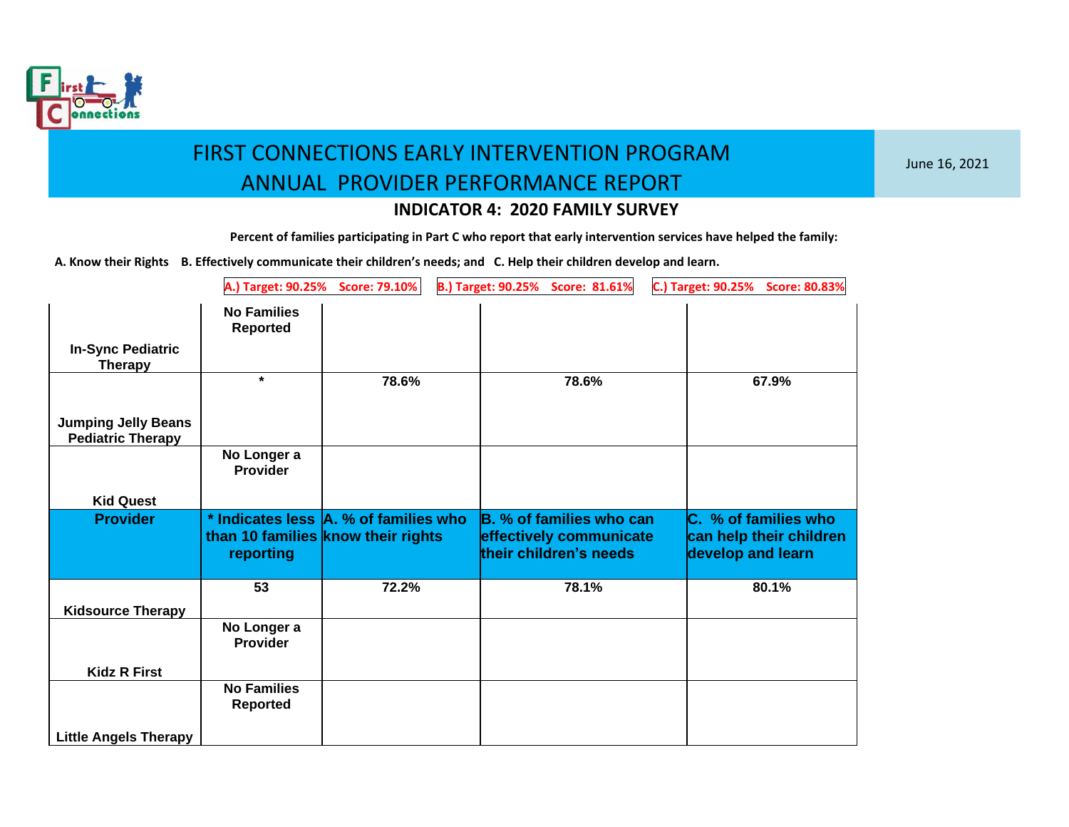# FIRST CONNECTIONS EARLY INTERVENTION PROGRAM
# ANNUAL PROVIDER PERFORMANCE REPORT

June 16, 2021

## INDICATOR 4: 2020 FAMILY SURVEY

**Percent of families participating in Part C who report that early intervention services have helped the family:**

**A. Know their Rights B. Effectively communicate their children's needs; and C. Help their children develop and learn.**

**A.) Target: 90.25% Score: 79.10%** | **B.) Target: 90.25% Score: 81.61%** | **C.) Target: 90.25% Score: 80.83%**

| Provider | * Indicates less than 10 families reporting | A. % of families who know their rights | B. % of families who can effectively communicate their children's needs | C. % of families who can help their children develop and learn |
|---|---|---|---|---|
| In-Sync Pediatric Therapy | No Families Reported | | | |
| Jumping Jelly Beans Pediatric Therapy | * | 78.6% | 78.6% | 67.9% |
| Kid Quest | No Longer a Provider | | | |
| Kidsource Therapy | 53 | 72.2% | 78.1% | 80.1% |
| Kidz R First | No Longer a Provider | | | |
| Little Angels Therapy | No Families Reported | | | |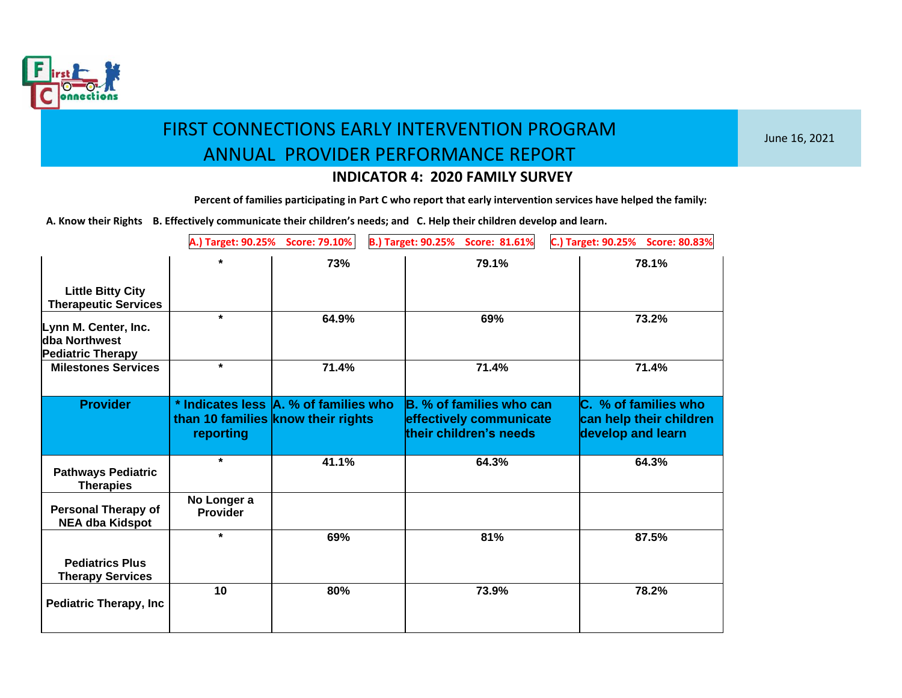# FIRST CONNECTIONS EARLY INTERVENTION PROGRAM
# ANNUAL PROVIDER PERFORMANCE REPORT

June 16, 2021

## INDICATOR 4: 2020 FAMILY SURVEY

**Percent of families participating in Part C who report that early intervention services have helped the family:**

**A. Know their Rights B. Effectively communicate their children's needs; and C. Help their children develop and learn.**

**A.) Target: 90.25% Score: 79.10%** **B.) Target: 90.25% Score: 81.61%** **C.) Target: 90.25% Score: 80.83%**

| Provider | * Indicates less than 10 families reporting | A. % of families who know their rights | B. % of families who can effectively communicate their children's needs | C. % of families who can help their children develop and learn |
|---|---|---|---|---|
| Little Bitty City Therapeutic Services | * | 73% | 79.1% | 78.1% |
| Lynn M. Center, Inc. dba Northwest Pediatric Therapy | * | 64.9% | 69% | 73.2% |
| Milestones Services | * | 71.4% | 71.4% | 71.4% |
| Pathways Pediatric Therapies | * | 41.1% | 64.3% | 64.3% |
| Personal Therapy of NEA dba Kidspot | No Longer a Provider | | | |
| Pediatrics Plus Therapy Services | * | 69% | 81% | 87.5% |
| Pediatric Therapy, Inc | 10 | 80% | 73.9% | 78.2% |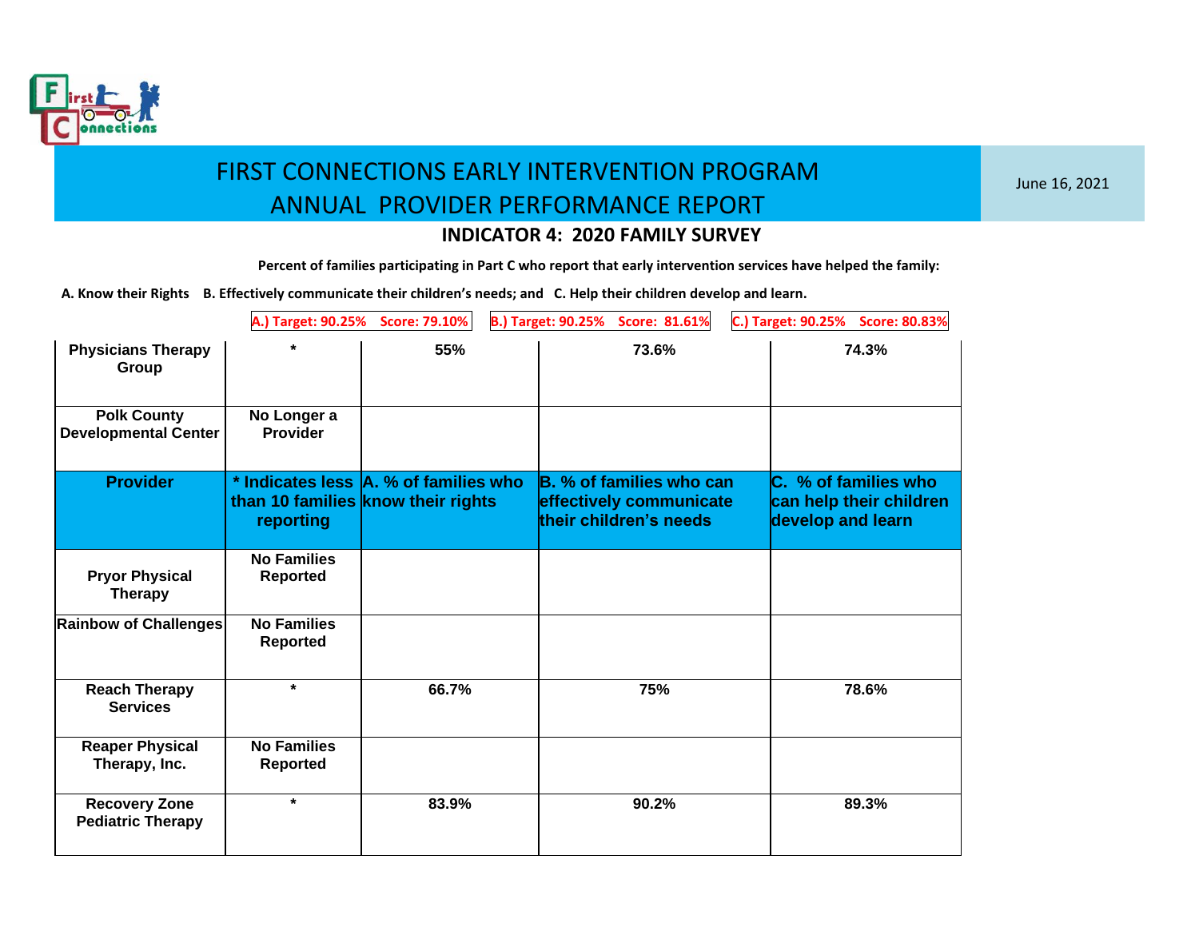# FIRST CONNECTIONS EARLY INTERVENTION PROGRAM
# ANNUAL PROVIDER PERFORMANCE REPORT

June 16, 2021

## INDICATOR 4: 2020 FAMILY SURVEY

**Percent of families participating in Part C who report that early intervention services have helped the family:**

**A. Know their Rights B. Effectively communicate their children's needs; and C. Help their children develop and learn.**

**A.) Target: 90.25% Score: 79.10%** **B.) Target: 90.25% Score: 81.61%** **C.) Target: 90.25% Score: 80.83%**

| Provider | * Indicates less than 10 families reporting | A. % of families who know their rights | B. % of families who can effectively communicate their children's needs | C. % of families who can help their children develop and learn |
|---|---|---|---|---|
| Physicians Therapy Group | * | 55% | 73.6% | 74.3% |
| Polk County Developmental Center | No Longer a Provider | | | |
| Pryor Physical Therapy | No Families Reported | | | |
| Rainbow of Challenges | No Families Reported | | | |
| Reach Therapy Services | * | 66.7% | 75% | 78.6% |
| Reaper Physical Therapy, Inc. | No Families Reported | | | |
| Recovery Zone Pediatric Therapy | * | 83.9% | 90.2% | 89.3% |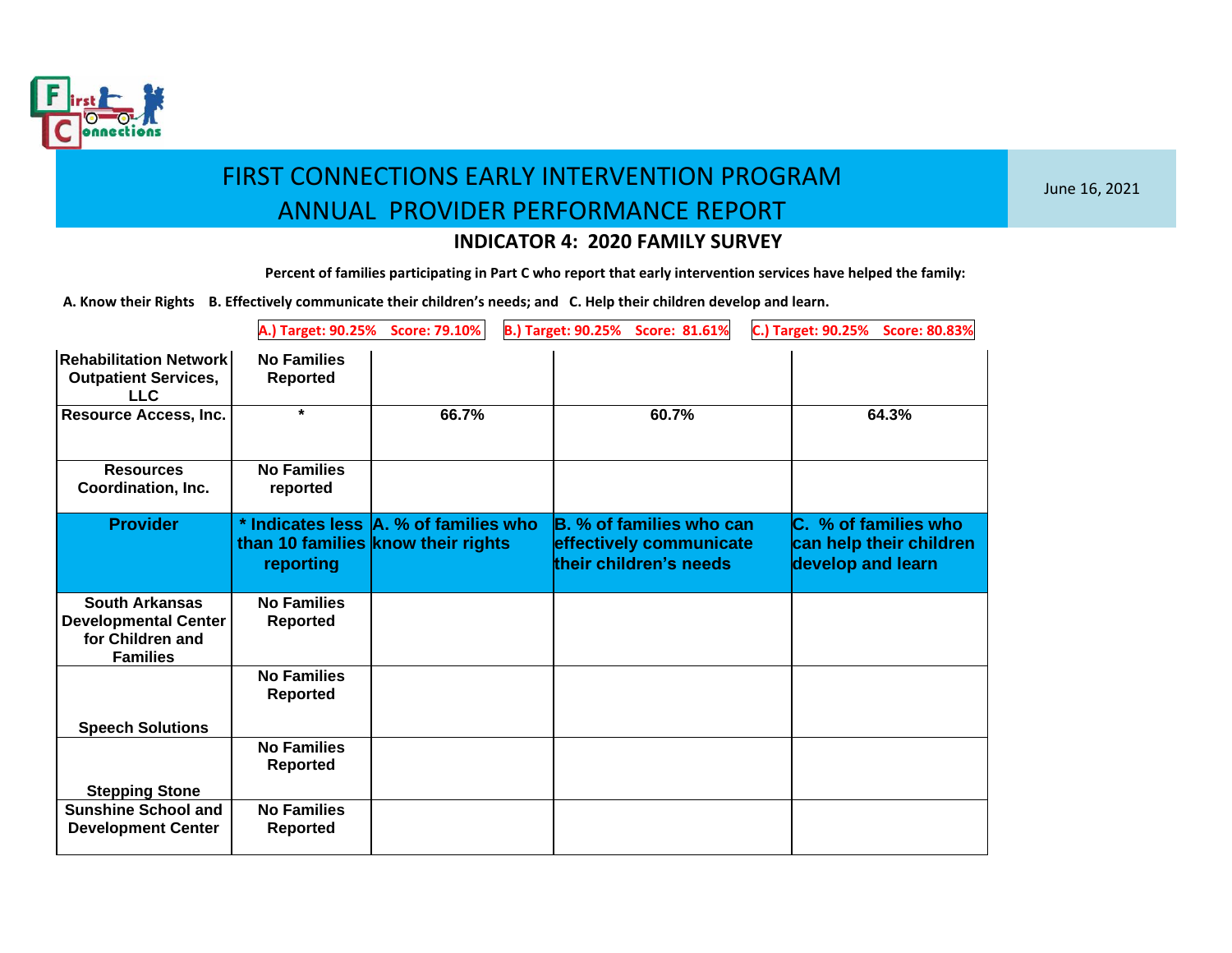# FIRST CONNECTIONS EARLY INTERVENTION PROGRAM
# ANNUAL PROVIDER PERFORMANCE REPORT

June 16, 2021

## INDICATOR 4: 2020 FAMILY SURVEY

**Percent of families participating in Part C who report that early intervention services have helped the family:**

**A. Know their Rights B. Effectively communicate their children's needs; and C. Help their children develop and learn.**

**A.) Target: 90.25% Score: 79.10%** | **B.) Target: 90.25% Score: 81.61%** | **C.) Target: 90.25% Score: 80.83%**

| Provider | * Indicates less than 10 families reporting | A. % of families who know their rights | B. % of families who can effectively communicate their children's needs | C. % of families who can help their children develop and learn |
|---|---|---|---|---|
| Rehabilitation Network Outpatient Services, LLC | No Families Reported | | | |
| Resource Access, Inc. | * | 66.7% | 60.7% | 64.3% |
| Resources Coordination, Inc. | No Families reported | | | |
| South Arkansas Developmental Center for Children and Families | No Families Reported | | | |
| Speech Solutions | No Families Reported | | | |
| Stepping Stone | No Families Reported | | | |
| Sunshine School and Development Center | No Families Reported | | | |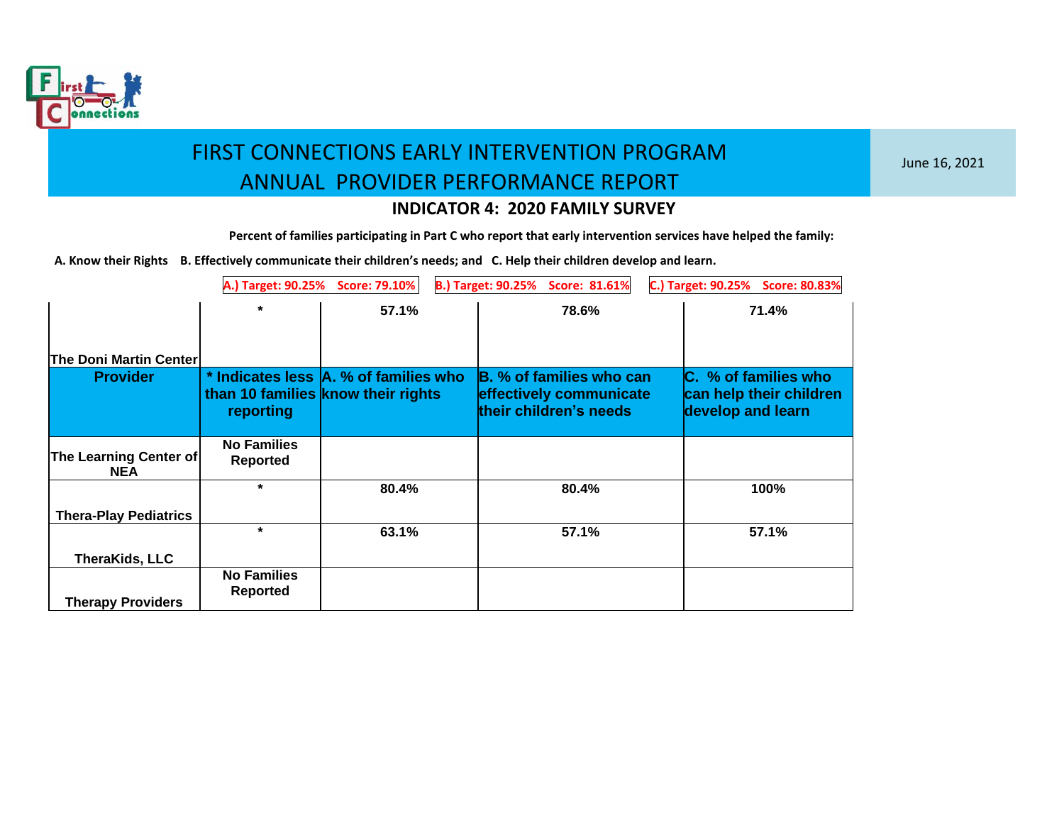# FIRST CONNECTIONS EARLY INTERVENTION PROGRAM
# ANNUAL PROVIDER PERFORMANCE REPORT

June 16, 2021

## INDICATOR 4: 2020 FAMILY SURVEY

**Percent of families participating in Part C who report that early intervention services have helped the family:**

**A. Know their Rights B. Effectively communicate their children's needs; and C. Help their children develop and learn.**

**A.) Target: 90.25% Score: 79.10%** **B.) Target: 90.25% Score: 81.61%** **C.) Target: 90.25% Score: 80.83%**

| Provider | * Indicates less than 10 families reporting | A. % of families who know their rights | B. % of families who can effectively communicate their children's needs | C. % of families who can help their children develop and learn |
|---|---|---|---|---|
| The Doni Martin Center | * | 57.1% | 78.6% | 71.4% |
| The Learning Center of NEA | No Families Reported | | | |
| Thera-Play Pediatrics | * | 80.4% | 80.4% | 100% |
| TheraKids, LLC | * | 63.1% | 57.1% | 57.1% |
| Therapy Providers | No Families Reported | | | |